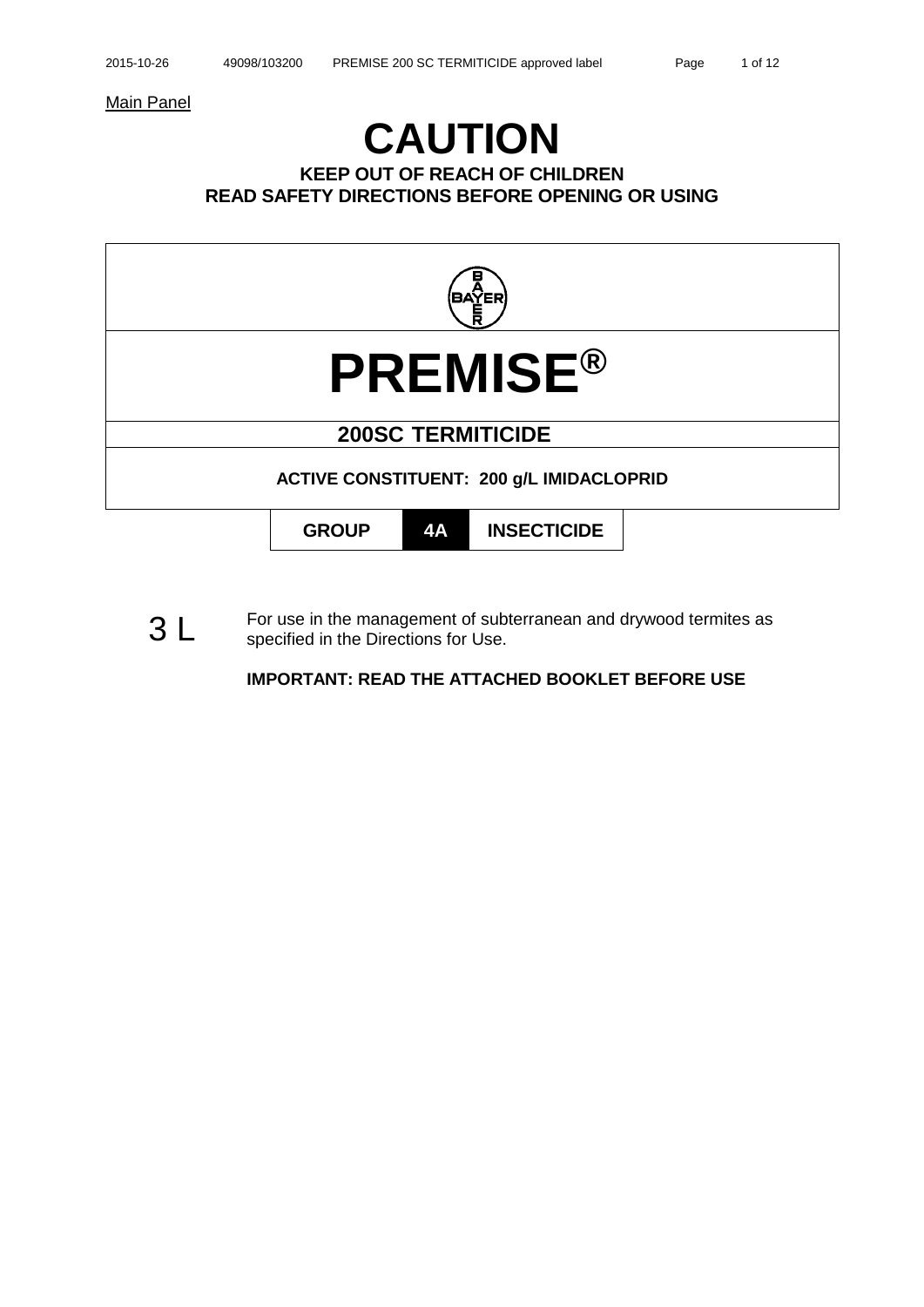Main Panel

# CAUTION

**KEEP OUT OF REACH OF CHILDREN**
**READ SAFETY DIRECTIONS BEFORE OPENING OR USING**

BAYER

# PREMISE®

## 200SC TERMITICIDE

**ACTIVE CONSTITUENT: 200 g/L IMIDACLOPRID**

| GROUP | 4A | INSECTICIDE |
|---|---|---|

3 L

For use in the management of subterranean and drywood termites as specified in the Directions for Use.

**IMPORTANT: READ THE ATTACHED BOOKLET BEFORE USE**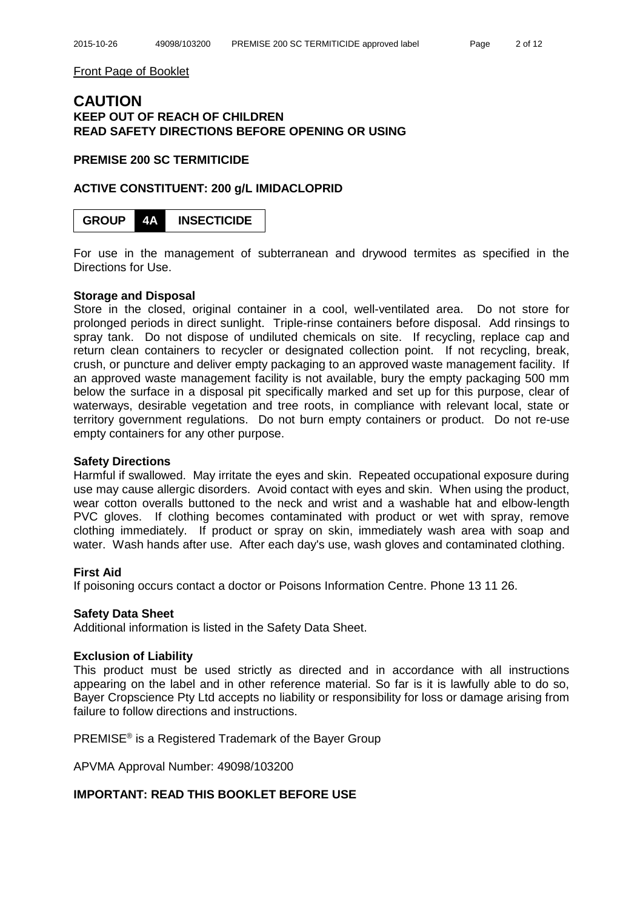Front Page of Booklet

# CAUTION

**KEEP OUT OF REACH OF CHILDREN**
**READ SAFETY DIRECTIONS BEFORE OPENING OR USING**

**PREMISE 200 SC TERMITICIDE**

**ACTIVE CONSTITUENT: 200 g/L IMIDACLOPRID**

| GROUP | 4A | INSECTICIDE |
|---|---|---|

For use in the management of subterranean and drywood termites as specified in the Directions for Use.

**Storage and Disposal**

Store in the closed, original container in a cool, well-ventilated area. Do not store for prolonged periods in direct sunlight. Triple-rinse containers before disposal. Add rinsings to spray tank. Do not dispose of undiluted chemicals on site. If recycling, replace cap and return clean containers to recycler or designated collection point. If not recycling, break, crush, or puncture and deliver empty packaging to an approved waste management facility. If an approved waste management facility is not available, bury the empty packaging 500 mm below the surface in a disposal pit specifically marked and set up for this purpose, clear of waterways, desirable vegetation and tree roots, in compliance with relevant local, state or territory government regulations. Do not burn empty containers or product. Do not re-use empty containers for any other purpose.

**Safety Directions**

Harmful if swallowed. May irritate the eyes and skin. Repeated occupational exposure during use may cause allergic disorders. Avoid contact with eyes and skin. When using the product, wear cotton overalls buttoned to the neck and wrist and a washable hat and elbow-length PVC gloves. If clothing becomes contaminated with product or wet with spray, remove clothing immediately. If product or spray on skin, immediately wash area with soap and water. Wash hands after use. After each day's use, wash gloves and contaminated clothing.

**First Aid**

If poisoning occurs contact a doctor or Poisons Information Centre. Phone 13 11 26.

**Safety Data Sheet**

Additional information is listed in the Safety Data Sheet.

**Exclusion of Liability**

This product must be used strictly as directed and in accordance with all instructions appearing on the label and in other reference material. So far is it is lawfully able to do so, Bayer Cropscience Pty Ltd accepts no liability or responsibility for loss or damage arising from failure to follow directions and instructions.

PREMISE® is a Registered Trademark of the Bayer Group

APVMA Approval Number: 49098/103200

**IMPORTANT: READ THIS BOOKLET BEFORE USE**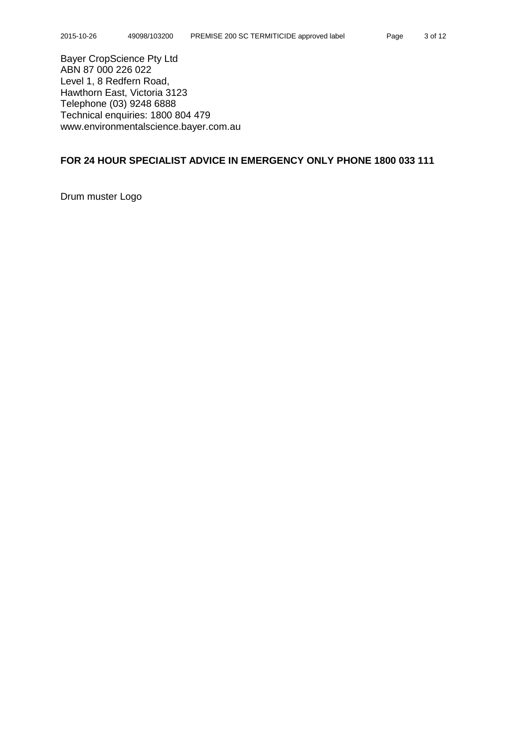Bayer CropScience Pty Ltd
ABN 87 000 226 022
Level 1, 8 Redfern Road,
Hawthorn East, Victoria 3123
Telephone (03) 9248 6888
Technical enquiries: 1800 804 479
www.environmentalscience.bayer.com.au

**FOR 24 HOUR SPECIALIST ADVICE IN EMERGENCY ONLY PHONE 1800 033 111**

Drum muster Logo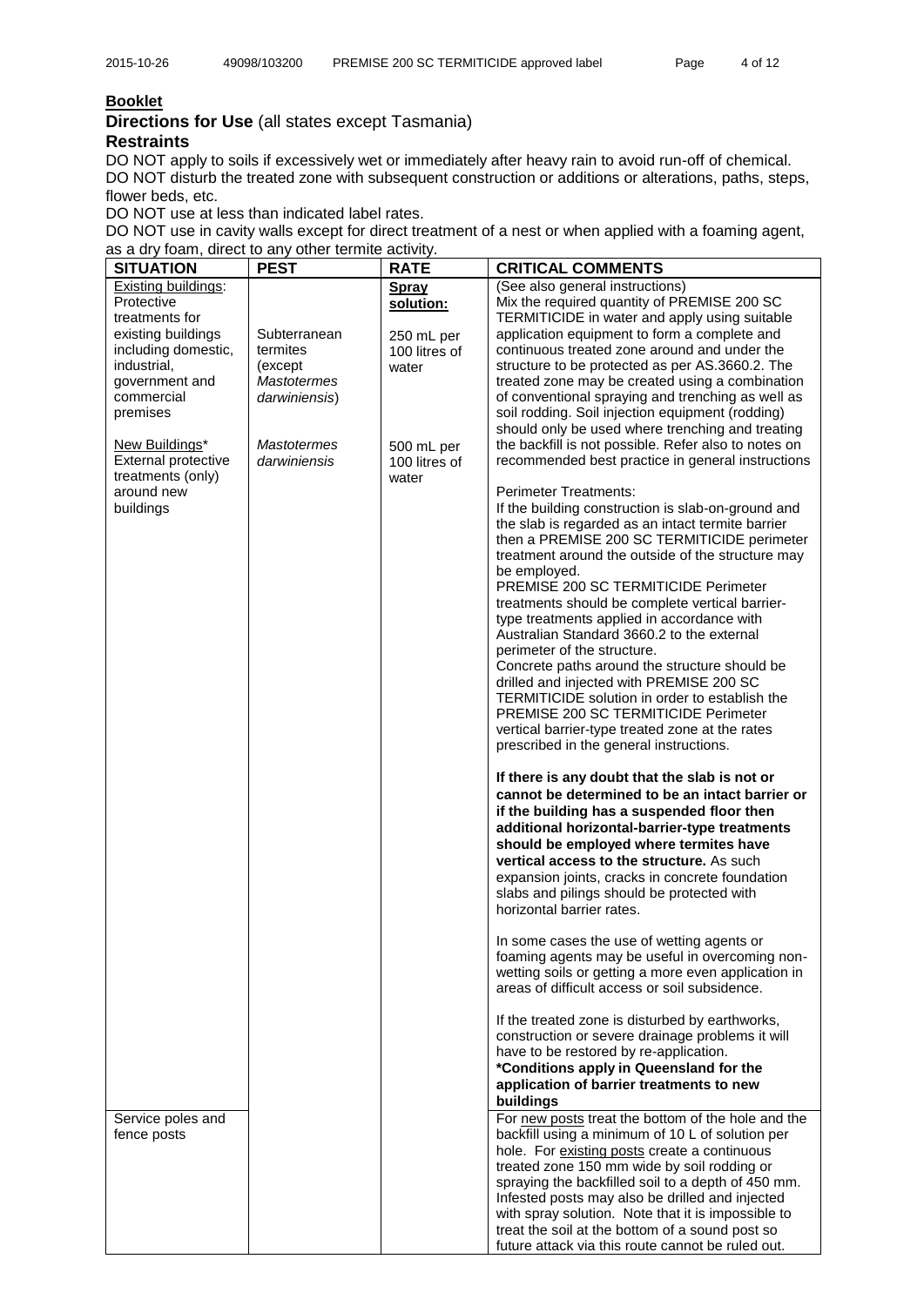**Booklet**

## Directions for Use (all states except Tasmania)

### Restraints

DO NOT apply to soils if excessively wet or immediately after heavy rain to avoid run-off of chemical.
DO NOT disturb the treated zone with subsequent construction or additions or alterations, paths, steps, flower beds, etc.
DO NOT use at less than indicated label rates.
DO NOT use in cavity walls except for direct treatment of a nest or when applied with a foaming agent, as a dry foam, direct to any other termite activity.

| SITUATION | PEST | RATE | CRITICAL COMMENTS |
|---|---|---|---|
| Existing buildings: Protective treatments for existing buildings including domestic, industrial, government and commercial premises<br><br>New Buildings* External protective treatments (only) around new buildings | Subterranean termites (except *Mastotermes darwiniensis*)<br><br>*Mastotermes darwiniensis* | **Spray solution:**<br><br>250 mL per 100 litres of water<br><br>500 mL per 100 litres of water | (See also general instructions)<br>Mix the required quantity of PREMISE 200 SC TERMITICIDE in water and apply using suitable application equipment to form a complete and continuous treated zone around and under the structure to be protected as per AS.3660.2. The treated zone may be created using a combination of conventional spraying and trenching as well as soil rodding. Soil injection equipment (rodding) should only be used where trenching and treating the backfill is not possible. Refer also to notes on recommended best practice in general instructions<br><br>Perimeter Treatments:<br>If the building construction is slab-on-ground and the slab is regarded as an intact termite barrier then a PREMISE 200 SC TERMITICIDE perimeter treatment around the outside of the structure may be employed.<br>PREMISE 200 SC TERMITICIDE Perimeter treatments should be complete vertical barrier-type treatments applied in accordance with Australian Standard 3660.2 to the external perimeter of the structure.<br>Concrete paths around the structure should be drilled and injected with PREMISE 200 SC TERMITICIDE solution in order to establish the PREMISE 200 SC TERMITICIDE Perimeter vertical barrier-type treated zone at the rates prescribed in the general instructions.<br><br>**If there is any doubt that the slab is not or cannot be determined to be an intact barrier or if the building has a suspended floor then additional horizontal-barrier-type treatments should be employed where termites have vertical access to the structure.** As such expansion joints, cracks in concrete foundation slabs and pilings should be protected with horizontal barrier rates.<br><br>In some cases the use of wetting agents or foaming agents may be useful in overcoming non-wetting soils or getting a more even application in areas of difficult access or soil subsidence.<br><br>If the treated zone is disturbed by earthworks, construction or severe drainage problems it will have to be restored by re-application.<br>**\*Conditions apply in Queensland for the application of barrier treatments to new buildings** |
| Service poles and fence posts | | | For new posts treat the bottom of the hole and the backfill using a minimum of 10 L of solution per hole. For existing posts create a continuous treated zone 150 mm wide by soil rodding or spraying the backfilled soil to a depth of 450 mm. Infested posts may also be drilled and injected with spray solution. Note that it is impossible to treat the soil at the bottom of a sound post so future attack via this route cannot be ruled out. |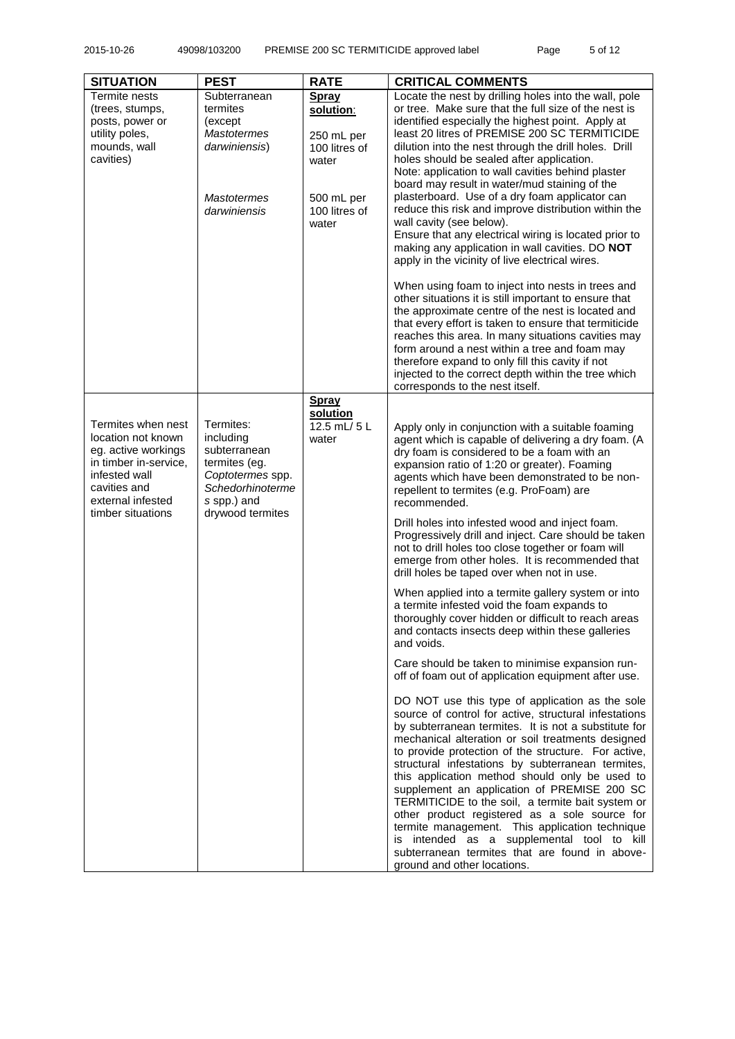| SITUATION | PEST | RATE | CRITICAL COMMENTS |
|---|---|---|---|
| Termite nests (trees, stumps, posts, power or utility poles, mounds, wall cavities) | Subterranean termites (except *Mastotermes darwiniensis*)<br><br>*Mastotermes darwiniensis* | **Spray solution**:<br><br>250 mL per 100 litres of water<br><br>500 mL per 100 litres of water | Locate the nest by drilling holes into the wall, pole or tree. Make sure that the full size of the nest is identified especially the highest point. Apply at least 20 litres of PREMISE 200 SC TERMITICIDE dilution into the nest through the drill holes. Drill holes should be sealed after application.<br>Note: application to wall cavities behind plaster board may result in water/mud staining of the plasterboard. Use of a dry foam applicator can reduce this risk and improve distribution within the wall cavity (see below).<br>Ensure that any electrical wiring is located prior to making any application in wall cavities. DO **NOT** apply in the vicinity of live electrical wires.<br><br>When using foam to inject into nests in trees and other situations it is still important to ensure that the approximate centre of the nest is located and that every effort is taken to ensure that termiticide reaches this area. In many situations cavities may form around a nest within a tree and foam may therefore expand to only fill this cavity if not injected to the correct depth within the tree which corresponds to the nest itself. |
| Termites when nest location not known eg. active workings in timber in-service, infested wall cavities and external infested timber situations | Termites: including subterranean termites (eg. *Coptotermes* spp. *Schedorhinotermes* spp.) and drywood termites | **Spray solution**<br>12.5 mL/ 5 L water | Apply only in conjunction with a suitable foaming agent which is capable of delivering a dry foam. (A dry foam is considered to be a foam with an expansion ratio of 1:20 or greater). Foaming agents which have been demonstrated to be non-repellent to termites (e.g. ProFoam) are recommended.<br><br>Drill holes into infested wood and inject foam. Progressively drill and inject. Care should be taken not to drill holes too close together or foam will emerge from other holes. It is recommended that drill holes be taped over when not in use.<br><br>When applied into a termite gallery system or into a termite infested void the foam expands to thoroughly cover hidden or difficult to reach areas and contacts insects deep within these galleries and voids.<br><br>Care should be taken to minimise expansion run-off of foam out of application equipment after use.<br><br>DO NOT use this type of application as the sole source of control for active, structural infestations by subterranean termites. It is not a substitute for mechanical alteration or soil treatments designed to provide protection of the structure. For active, structural infestations by subterranean termites, this application method should only be used to supplement an application of PREMISE 200 SC TERMITICIDE to the soil, a termite bait system or other product registered as a sole source for termite management. This application technique is intended as a supplemental tool to kill subterranean termites that are found in above-ground and other locations. |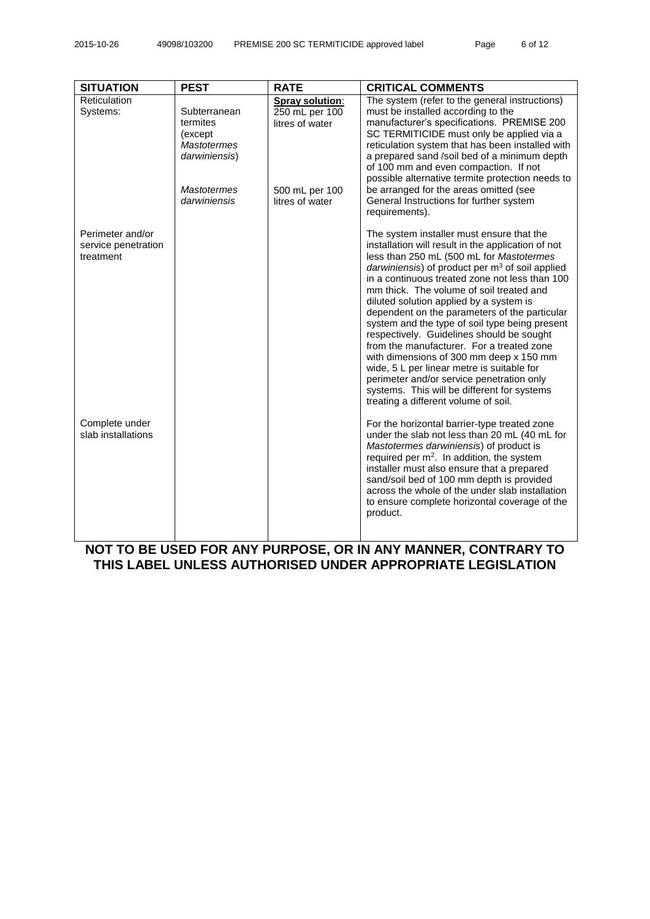| SITUATION | PEST | RATE | CRITICAL COMMENTS |
|---|---|---|---|
| Reticulation Systems: | Subterranean termites (except *Mastotermes darwiniensis*) | **Spray solution**: 250 mL per 100 litres of water | The system (refer to the general instructions) must be installed according to the manufacturer's specifications. PREMISE 200 SC TERMITICIDE must only be applied via a reticulation system that has been installed with a prepared sand /soil bed of a minimum depth of 100 mm and even compaction. If not possible alternative termite protection needs to be arranged for the areas omitted (see General Instructions for further system requirements). |
| | *Mastotermes darwiniensis* | 500 mL per 100 litres of water | |
| Perimeter and/or service penetration treatment | | | The system installer must ensure that the installation will result in the application of not less than 250 mL (500 mL for *Mastotermes darwiniensis*) of product per $m^3$ of soil applied in a continuous treated zone not less than 100 mm thick. The volume of soil treated and diluted solution applied by a system is dependent on the parameters of the particular system and the type of soil type being present respectively. Guidelines should be sought from the manufacturer. For a treated zone with dimensions of 300 mm deep x 150 mm wide, 5 L per linear metre is suitable for perimeter and/or service penetration only systems. This will be different for systems treating a different volume of soil. |
| Complete under slab installations | | | For the horizontal barrier-type treated zone under the slab not less than 20 mL (40 mL for *Mastotermes darwiniensis*) of product is required per $m^2$. In addition, the system installer must also ensure that a prepared sand/soil bed of 100 mm depth is provided across the whole of the under slab installation to ensure complete horizontal coverage of the product. |

**NOT TO BE USED FOR ANY PURPOSE, OR IN ANY MANNER, CONTRARY TO THIS LABEL UNLESS AUTHORISED UNDER APPROPRIATE LEGISLATION**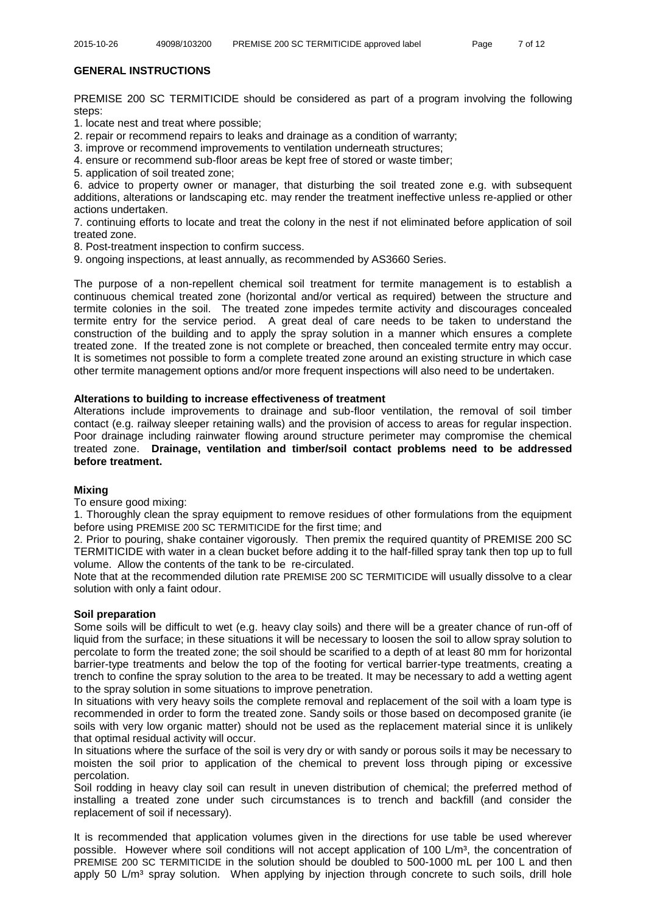**GENERAL INSTRUCTIONS**

PREMISE 200 SC TERMITICIDE should be considered as part of a program involving the following steps:

1. locate nest and treat where possible;
2. repair or recommend repairs to leaks and drainage as a condition of warranty;
3. improve or recommend improvements to ventilation underneath structures;
4. ensure or recommend sub-floor areas be kept free of stored or waste timber;
5. application of soil treated zone;
6. advice to property owner or manager, that disturbing the soil treated zone e.g. with subsequent additions, alterations or landscaping etc. may render the treatment ineffective unless re-applied or other actions undertaken.
7. continuing efforts to locate and treat the colony in the nest if not eliminated before application of soil treated zone.
8. Post-treatment inspection to confirm success.
9. ongoing inspections, at least annually, as recommended by AS3660 Series.

The purpose of a non-repellent chemical soil treatment for termite management is to establish a continuous chemical treated zone (horizontal and/or vertical as required) between the structure and termite colonies in the soil. The treated zone impedes termite activity and discourages concealed termite entry for the service period. A great deal of care needs to be taken to understand the construction of the building and to apply the spray solution in a manner which ensures a complete treated zone. If the treated zone is not complete or breached, then concealed termite entry may occur. It is sometimes not possible to form a complete treated zone around an existing structure in which case other termite management options and/or more frequent inspections will also need to be undertaken.

**Alterations to building to increase effectiveness of treatment**

Alterations include improvements to drainage and sub-floor ventilation, the removal of soil timber contact (e.g. railway sleeper retaining walls) and the provision of access to areas for regular inspection. Poor drainage including rainwater flowing around structure perimeter may compromise the chemical treated zone. **Drainage, ventilation and timber/soil contact problems need to be addressed before treatment.**

**Mixing**

To ensure good mixing:

1. Thoroughly clean the spray equipment to remove residues of other formulations from the equipment before using PREMISE 200 SC TERMITICIDE for the first time; and
2. Prior to pouring, shake container vigorously. Then premix the required quantity of PREMISE 200 SC TERMITICIDE with water in a clean bucket before adding it to the half-filled spray tank then top up to full volume. Allow the contents of the tank to be re-circulated.

Note that at the recommended dilution rate PREMISE 200 SC TERMITICIDE will usually dissolve to a clear solution with only a faint odour.

**Soil preparation**

Some soils will be difficult to wet (e.g. heavy clay soils) and there will be a greater chance of run-off of liquid from the surface; in these situations it will be necessary to loosen the soil to allow spray solution to percolate to form the treated zone; the soil should be scarified to a depth of at least 80 mm for horizontal barrier-type treatments and below the top of the footing for vertical barrier-type treatments, creating a trench to confine the spray solution to the area to be treated. It may be necessary to add a wetting agent to the spray solution in some situations to improve penetration.

In situations with very heavy soils the complete removal and replacement of the soil with a loam type is recommended in order to form the treated zone. Sandy soils or those based on decomposed granite (ie soils with very low organic matter) should not be used as the replacement material since it is unlikely that optimal residual activity will occur.

In situations where the surface of the soil is very dry or with sandy or porous soils it may be necessary to moisten the soil prior to application of the chemical to prevent loss through piping or excessive percolation.

Soil rodding in heavy clay soil can result in uneven distribution of chemical; the preferred method of installing a treated zone under such circumstances is to trench and backfill (and consider the replacement of soil if necessary).

It is recommended that application volumes given in the directions for use table be used wherever possible. However where soil conditions will not accept application of 100 L/m³, the concentration of PREMISE 200 SC TERMITICIDE in the solution should be doubled to 500-1000 mL per 100 L and then apply 50 L/m³ spray solution. When applying by injection through concrete to such soils, drill hole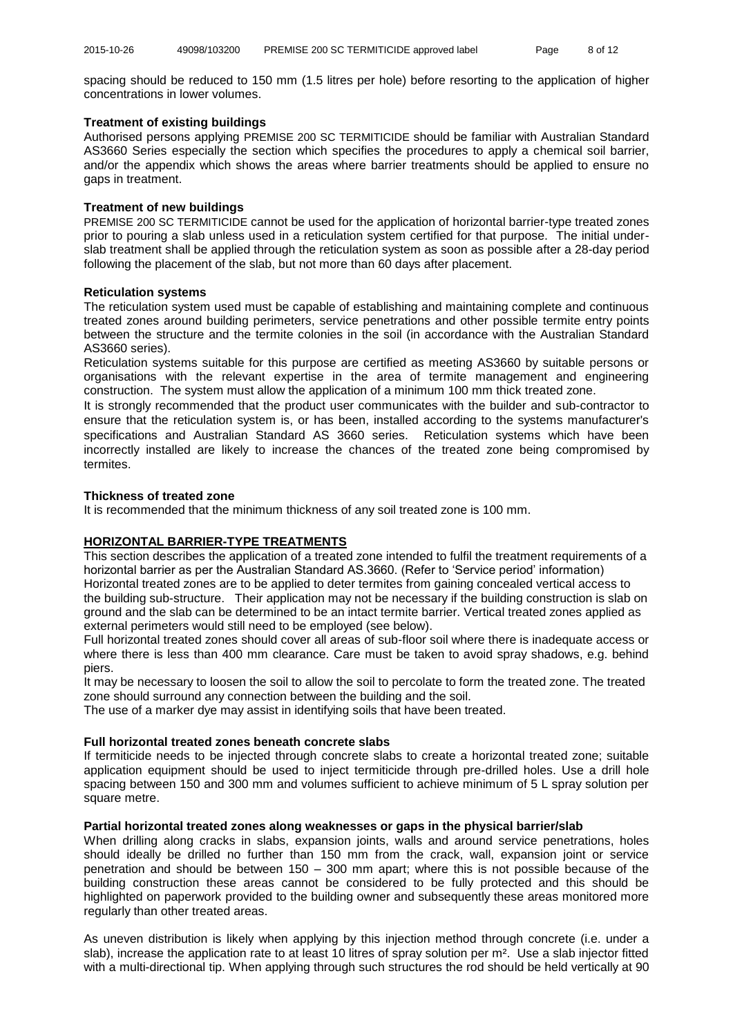spacing should be reduced to 150 mm (1.5 litres per hole) before resorting to the application of higher concentrations in lower volumes.

**Treatment of existing buildings**

Authorised persons applying PREMISE 200 SC TERMITICIDE should be familiar with Australian Standard AS3660 Series especially the section which specifies the procedures to apply a chemical soil barrier, and/or the appendix which shows the areas where barrier treatments should be applied to ensure no gaps in treatment.

**Treatment of new buildings**

PREMISE 200 SC TERMITICIDE cannot be used for the application of horizontal barrier-type treated zones prior to pouring a slab unless used in a reticulation system certified for that purpose. The initial under-slab treatment shall be applied through the reticulation system as soon as possible after a 28-day period following the placement of the slab, but not more than 60 days after placement.

**Reticulation systems**

The reticulation system used must be capable of establishing and maintaining complete and continuous treated zones around building perimeters, service penetrations and other possible termite entry points between the structure and the termite colonies in the soil (in accordance with the Australian Standard AS3660 series).

Reticulation systems suitable for this purpose are certified as meeting AS3660 by suitable persons or organisations with the relevant expertise in the area of termite management and engineering construction. The system must allow the application of a minimum 100 mm thick treated zone.

It is strongly recommended that the product user communicates with the builder and sub-contractor to ensure that the reticulation system is, or has been, installed according to the systems manufacturer's specifications and Australian Standard AS 3660 series. Reticulation systems which have been incorrectly installed are likely to increase the chances of the treated zone being compromised by termites.

**Thickness of treated zone**

It is recommended that the minimum thickness of any soil treated zone is 100 mm.

**HORIZONTAL BARRIER-TYPE TREATMENTS**

This section describes the application of a treated zone intended to fulfil the treatment requirements of a horizontal barrier as per the Australian Standard AS.3660. (Refer to 'Service period' information)

Horizontal treated zones are to be applied to deter termites from gaining concealed vertical access to the building sub-structure. Their application may not be necessary if the building construction is slab on ground and the slab can be determined to be an intact termite barrier. Vertical treated zones applied as external perimeters would still need to be employed (see below).

Full horizontal treated zones should cover all areas of sub-floor soil where there is inadequate access or where there is less than 400 mm clearance. Care must be taken to avoid spray shadows, e.g. behind piers.

It may be necessary to loosen the soil to allow the soil to percolate to form the treated zone. The treated zone should surround any connection between the building and the soil.

The use of a marker dye may assist in identifying soils that have been treated.

**Full horizontal treated zones beneath concrete slabs**

If termiticide needs to be injected through concrete slabs to create a horizontal treated zone; suitable application equipment should be used to inject termiticide through pre-drilled holes. Use a drill hole spacing between 150 and 300 mm and volumes sufficient to achieve minimum of 5 L spray solution per square metre.

**Partial horizontal treated zones along weaknesses or gaps in the physical barrier/slab**

When drilling along cracks in slabs, expansion joints, walls and around service penetrations, holes should ideally be drilled no further than 150 mm from the crack, wall, expansion joint or service penetration and should be between 150 – 300 mm apart; where this is not possible because of the building construction these areas cannot be considered to be fully protected and this should be highlighted on paperwork provided to the building owner and subsequently these areas monitored more regularly than other treated areas.

As uneven distribution is likely when applying by this injection method through concrete (i.e. under a slab), increase the application rate to at least 10 litres of spray solution per m². Use a slab injector fitted with a multi-directional tip. When applying through such structures the rod should be held vertically at 90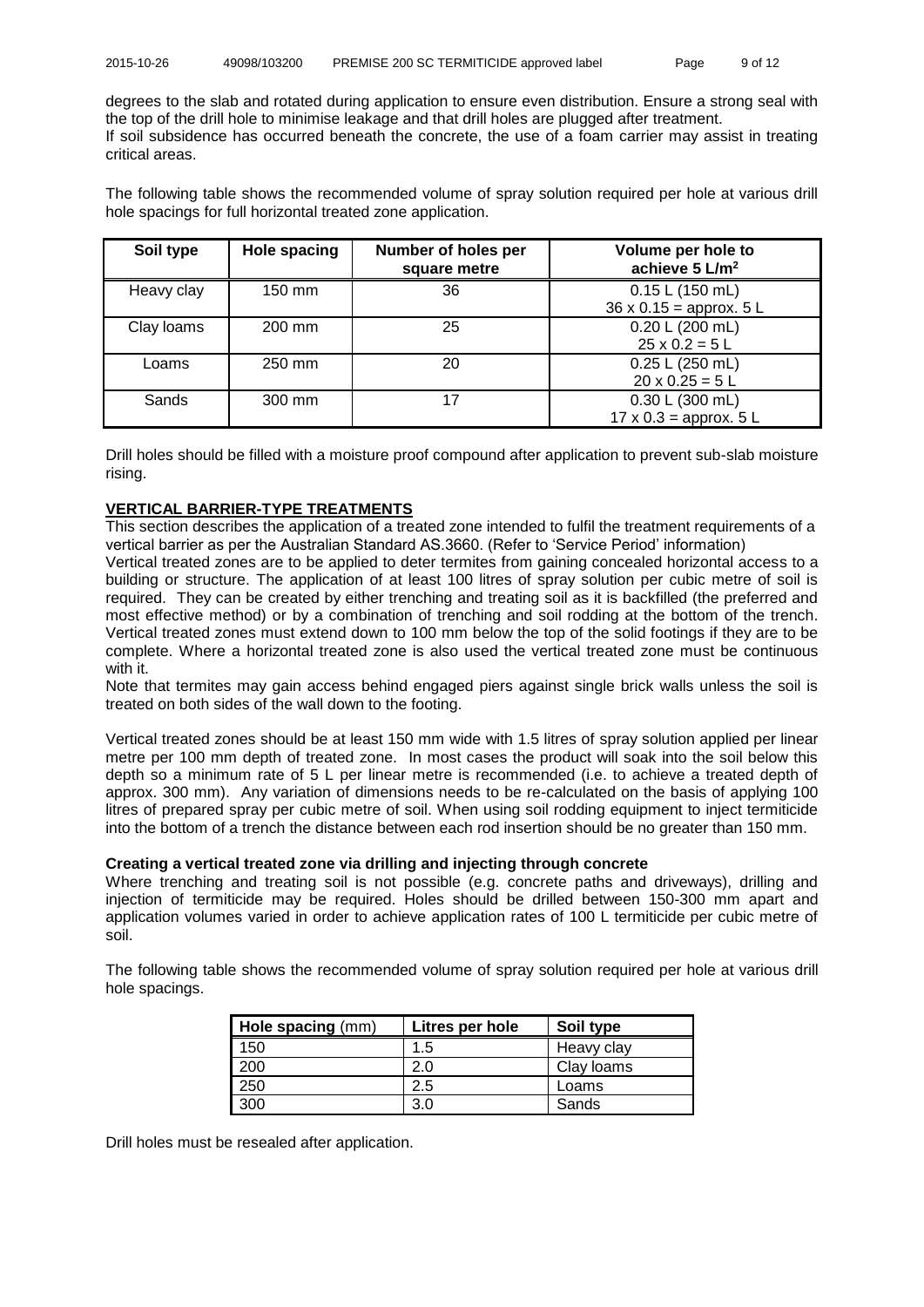degrees to the slab and rotated during application to ensure even distribution. Ensure a strong seal with the top of the drill hole to minimise leakage and that drill holes are plugged after treatment.
If soil subsidence has occurred beneath the concrete, the use of a foam carrier may assist in treating critical areas.

The following table shows the recommended volume of spray solution required per hole at various drill hole spacings for full horizontal treated zone application.

| Soil type | Hole spacing | Number of holes per square metre | Volume per hole to achieve 5 L/m² |
|---|---|---|---|
| Heavy clay | 150 mm | 36 | 0.15 L (150 mL)<br>36 x 0.15 = approx. 5 L |
| Clay loams | 200 mm | 25 | 0.20 L (200 mL)<br>25 x 0.2 = 5 L |
| Loams | 250 mm | 20 | 0.25 L (250 mL)<br>20 x 0.25 = 5 L |
| Sands | 300 mm | 17 | 0.30 L (300 mL)<br>17 x 0.3 = approx. 5 L |

Drill holes should be filled with a moisture proof compound after application to prevent sub-slab moisture rising.

## VERTICAL BARRIER-TYPE TREATMENTS

This section describes the application of a treated zone intended to fulfil the treatment requirements of a vertical barrier as per the Australian Standard AS.3660. (Refer to 'Service Period' information)
Vertical treated zones are to be applied to deter termites from gaining concealed horizontal access to a building or structure. The application of at least 100 litres of spray solution per cubic metre of soil is required. They can be created by either trenching and treating soil as it is backfilled (the preferred and most effective method) or by a combination of trenching and soil rodding at the bottom of the trench. Vertical treated zones must extend down to 100 mm below the top of the solid footings if they are to be complete. Where a horizontal treated zone is also used the vertical treated zone must be continuous with it.
Note that termites may gain access behind engaged piers against single brick walls unless the soil is treated on both sides of the wall down to the footing.

Vertical treated zones should be at least 150 mm wide with 1.5 litres of spray solution applied per linear metre per 100 mm depth of treated zone. In most cases the product will soak into the soil below this depth so a minimum rate of 5 L per linear metre is recommended (i.e. to achieve a treated depth of approx. 300 mm). Any variation of dimensions needs to be re-calculated on the basis of applying 100 litres of prepared spray per cubic metre of soil. When using soil rodding equipment to inject termiticide into the bottom of a trench the distance between each rod insertion should be no greater than 150 mm.

### Creating a vertical treated zone via drilling and injecting through concrete

Where trenching and treating soil is not possible (e.g. concrete paths and driveways), drilling and injection of termiticide may be required. Holes should be drilled between 150-300 mm apart and application volumes varied in order to achieve application rates of 100 L termiticide per cubic metre of soil.

The following table shows the recommended volume of spray solution required per hole at various drill hole spacings.

| Hole spacing (mm) | Litres per hole | Soil type |
|---|---|---|
| 150 | 1.5 | Heavy clay |
| 200 | 2.0 | Clay loams |
| 250 | 2.5 | Loams |
| 300 | 3.0 | Sands |

Drill holes must be resealed after application.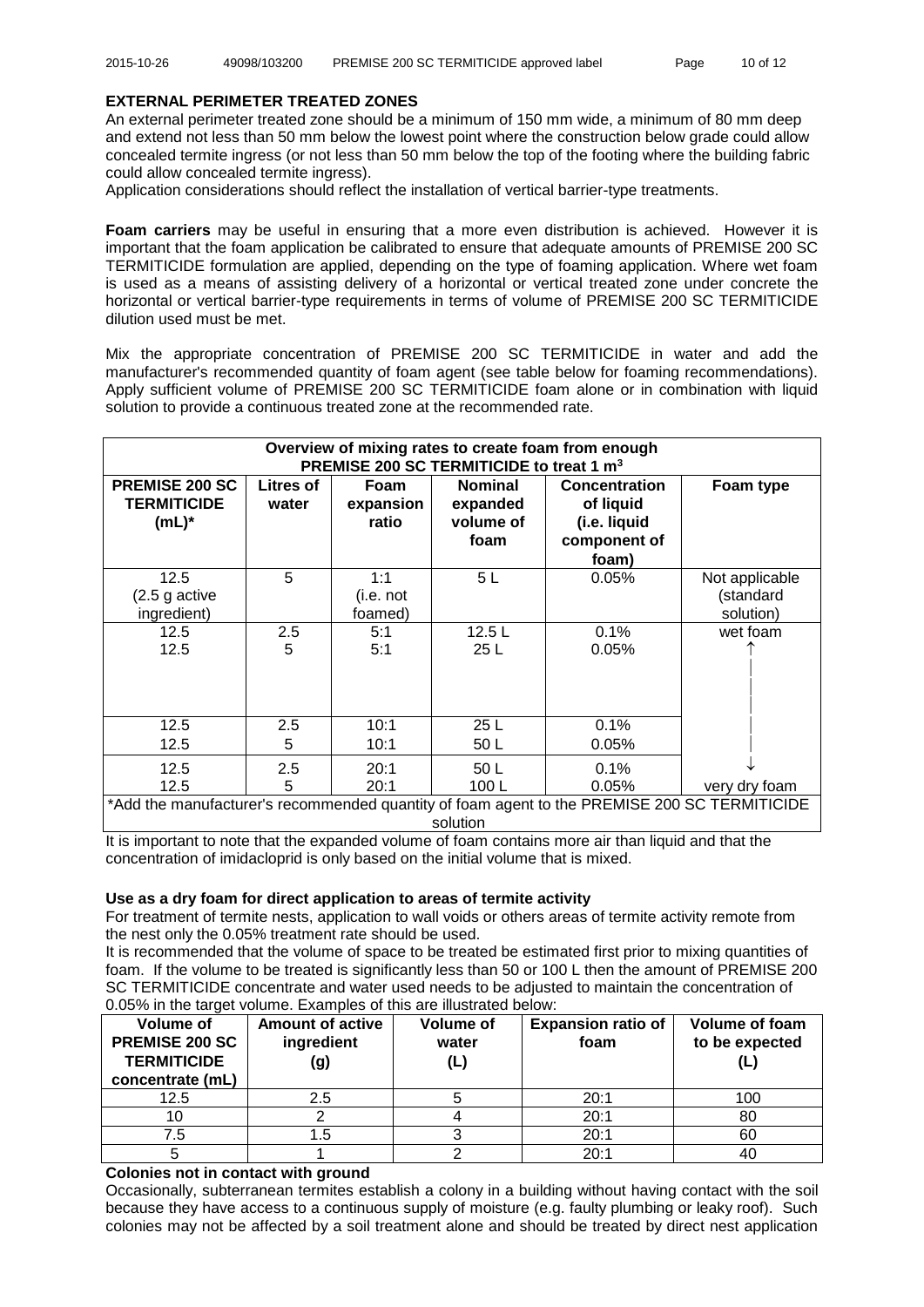**EXTERNAL PERIMETER TREATED ZONES**

An external perimeter treated zone should be a minimum of 150 mm wide, a minimum of 80 mm deep and extend not less than 50 mm below the lowest point where the construction below grade could allow concealed termite ingress (or not less than 50 mm below the top of the footing where the building fabric could allow concealed termite ingress).

Application considerations should reflect the installation of vertical barrier-type treatments.

**Foam carriers** may be useful in ensuring that a more even distribution is achieved. However it is important that the foam application be calibrated to ensure that adequate amounts of PREMISE 200 SC TERMITICIDE formulation are applied, depending on the type of foaming application. Where wet foam is used as a means of assisting delivery of a horizontal or vertical treated zone under concrete the horizontal or vertical barrier-type requirements in terms of volume of PREMISE 200 SC TERMITICIDE dilution used must be met.

Mix the appropriate concentration of PREMISE 200 SC TERMITICIDE in water and add the manufacturer's recommended quantity of foam agent (see table below for foaming recommendations). Apply sufficient volume of PREMISE 200 SC TERMITICIDE foam alone or in combination with liquid solution to provide a continuous treated zone at the recommended rate.

| Overview of mixing rates to create foam from enough PREMISE 200 SC TERMITICIDE to treat 1 m$^3$ | | | | | |
|---|---|---|---|---|---|
| **PREMISE 200 SC TERMITICIDE (mL)*** | **Litres of water** | **Foam expansion ratio** | **Nominal expanded volume of foam** | **Concentration of liquid (i.e. liquid component of foam)** | **Foam type** |
| 12.5 (2.5 g active ingredient) | 5 | 1:1 (i.e. not foamed) | 5 L | 0.05% | Not applicable (standard solution) |
| 12.5 | 2.5 | 5:1 | 12.5 L | 0.1% | wet foam ↑ |
| 12.5 | 5 | 5:1 | 25 L | 0.05% | |
| 12.5 | 2.5 | 10:1 | 25 L | 0.1% | |
| 12.5 | 5 | 10:1 | 50 L | 0.05% | |
| 12.5 | 2.5 | 20:1 | 50 L | 0.1% | ↓ |
| 12.5 | 5 | 20:1 | 100 L | 0.05% | very dry foam |

*Add the manufacturer's recommended quantity of foam agent to the PREMISE 200 SC TERMITICIDE solution

It is important to note that the expanded volume of foam contains more air than liquid and that the concentration of imidacloprid is only based on the initial volume that is mixed.

**Use as a dry foam for direct application to areas of termite activity**

For treatment of termite nests, application to wall voids or others areas of termite activity remote from the nest only the 0.05% treatment rate should be used.

It is recommended that the volume of space to be treated be estimated first prior to mixing quantities of foam. If the volume to be treated is significantly less than 50 or 100 L then the amount of PREMISE 200 SC TERMITICIDE concentrate and water used needs to be adjusted to maintain the concentration of 0.05% in the target volume. Examples of this are illustrated below:

| Volume of PREMISE 200 SC TERMITICIDE concentrate (mL) | Amount of active ingredient (g) | Volume of water (L) | Expansion ratio of foam | Volume of foam to be expected (L) |
|---|---|---|---|---|
| 12.5 | 2.5 | 5 | 20:1 | 100 |
| 10 | 2 | 4 | 20:1 | 80 |
| 7.5 | 1.5 | 3 | 20:1 | 60 |
| 5 | 1 | 2 | 20:1 | 40 |

**Colonies not in contact with ground**

Occasionally, subterranean termites establish a colony in a building without having contact with the soil because they have access to a continuous supply of moisture (e.g. faulty plumbing or leaky roof). Such colonies may not be affected by a soil treatment alone and should be treated by direct nest application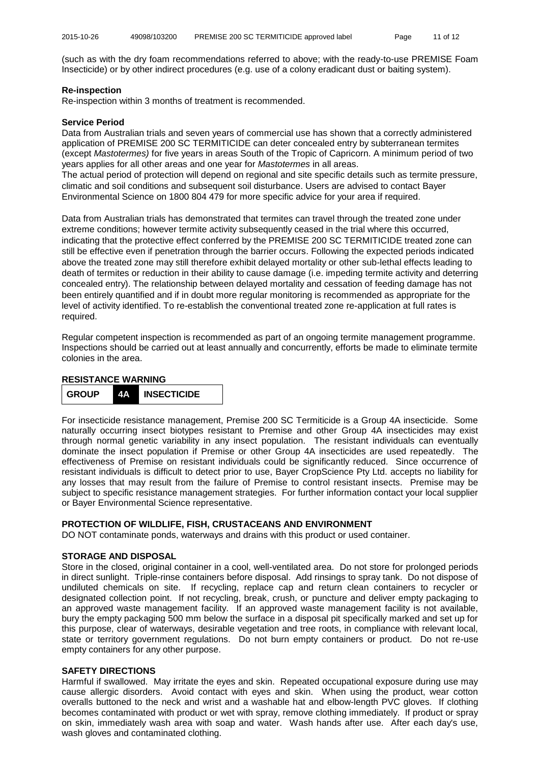(such as with the dry foam recommendations referred to above; with the ready-to-use PREMISE Foam Insecticide) or by other indirect procedures (e.g. use of a colony eradicant dust or baiting system).

**Re-inspection**

Re-inspection within 3 months of treatment is recommended.

**Service Period**

Data from Australian trials and seven years of commercial use has shown that a correctly administered application of PREMISE 200 SC TERMITICIDE can deter concealed entry by subterranean termites (except *Mastotermes)* for five years in areas South of the Tropic of Capricorn. A minimum period of two years applies for all other areas and one year for *Mastotermes* in all areas.

The actual period of protection will depend on regional and site specific details such as termite pressure, climatic and soil conditions and subsequent soil disturbance. Users are advised to contact Bayer Environmental Science on 1800 804 479 for more specific advice for your area if required.

Data from Australian trials has demonstrated that termites can travel through the treated zone under extreme conditions; however termite activity subsequently ceased in the trial where this occurred, indicating that the protective effect conferred by the PREMISE 200 SC TERMITICIDE treated zone can still be effective even if penetration through the barrier occurs. Following the expected periods indicated above the treated zone may still therefore exhibit delayed mortality or other sub-lethal effects leading to death of termites or reduction in their ability to cause damage (i.e. impeding termite activity and deterring concealed entry). The relationship between delayed mortality and cessation of feeding damage has not been entirely quantified and if in doubt more regular monitoring is recommended as appropriate for the level of activity identified. To re-establish the conventional treated zone re-application at full rates is required.

Regular competent inspection is recommended as part of an ongoing termite management programme. Inspections should be carried out at least annually and concurrently, efforts be made to eliminate termite colonies in the area.

**RESISTANCE WARNING**

| GROUP | 4A | INSECTICIDE |
|---|---|---|

For insecticide resistance management, Premise 200 SC Termiticide is a Group 4A insecticide. Some naturally occurring insect biotypes resistant to Premise and other Group 4A insecticides may exist through normal genetic variability in any insect population. The resistant individuals can eventually dominate the insect population if Premise or other Group 4A insecticides are used repeatedly. The effectiveness of Premise on resistant individuals could be significantly reduced. Since occurrence of resistant individuals is difficult to detect prior to use, Bayer CropScience Pty Ltd. accepts no liability for any losses that may result from the failure of Premise to control resistant insects. Premise may be subject to specific resistance management strategies. For further information contact your local supplier or Bayer Environmental Science representative.

**PROTECTION OF WILDLIFE, FISH, CRUSTACEANS AND ENVIRONMENT**

DO NOT contaminate ponds, waterways and drains with this product or used container.

**STORAGE AND DISPOSAL**

Store in the closed, original container in a cool, well-ventilated area. Do not store for prolonged periods in direct sunlight. Triple-rinse containers before disposal. Add rinsings to spray tank. Do not dispose of undiluted chemicals on site. If recycling, replace cap and return clean containers to recycler or designated collection point. If not recycling, break, crush, or puncture and deliver empty packaging to an approved waste management facility. If an approved waste management facility is not available, bury the empty packaging 500 mm below the surface in a disposal pit specifically marked and set up for this purpose, clear of waterways, desirable vegetation and tree roots, in compliance with relevant local, state or territory government regulations. Do not burn empty containers or product. Do not re-use empty containers for any other purpose.

**SAFETY DIRECTIONS**

Harmful if swallowed. May irritate the eyes and skin. Repeated occupational exposure during use may cause allergic disorders. Avoid contact with eyes and skin. When using the product, wear cotton overalls buttoned to the neck and wrist and a washable hat and elbow-length PVC gloves. If clothing becomes contaminated with product or wet with spray, remove clothing immediately. If product or spray on skin, immediately wash area with soap and water. Wash hands after use. After each day's use, wash gloves and contaminated clothing.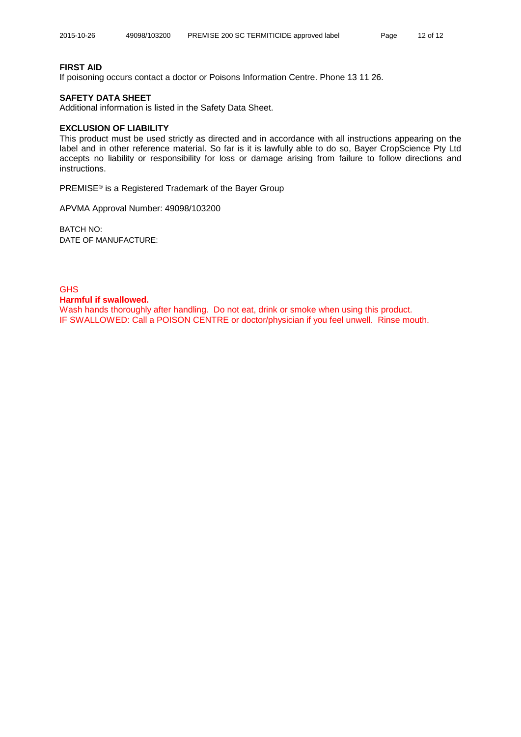**FIRST AID**

If poisoning occurs contact a doctor or Poisons Information Centre. Phone 13 11 26.

**SAFETY DATA SHEET**

Additional information is listed in the Safety Data Sheet.

**EXCLUSION OF LIABILITY**

This product must be used strictly as directed and in accordance with all instructions appearing on the label and in other reference material. So far is it is lawfully able to do so, Bayer CropScience Pty Ltd accepts no liability or responsibility for loss or damage arising from failure to follow directions and instructions.

PREMISE® is a Registered Trademark of the Bayer Group

APVMA Approval Number: 49098/103200

BATCH NO:
DATE OF MANUFACTURE:

GHS

**Harmful if swallowed.**

Wash hands thoroughly after handling. Do not eat, drink or smoke when using this product.
IF SWALLOWED: Call a POISON CENTRE or doctor/physician if you feel unwell. Rinse mouth.